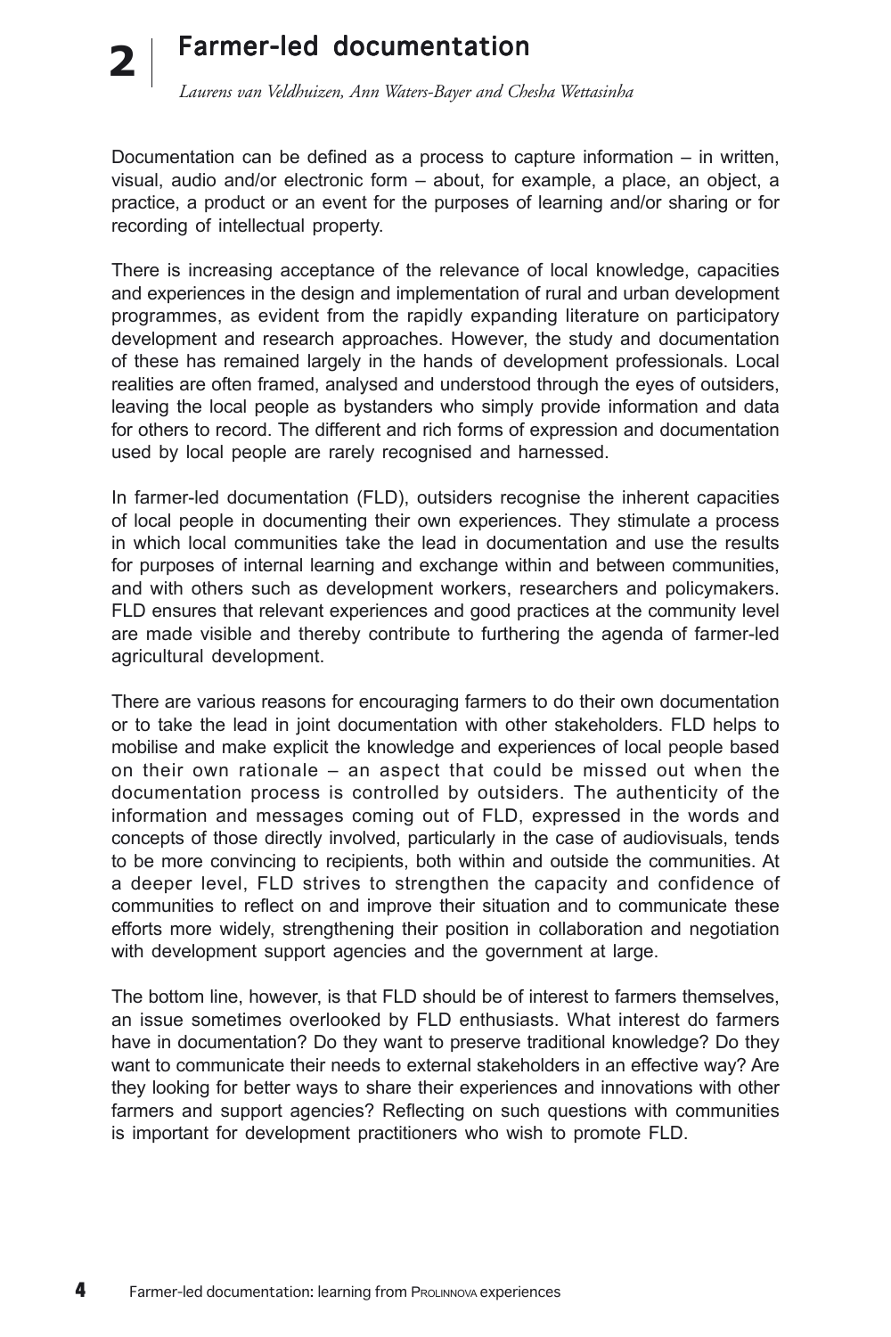# 2 Farmer-led documentation

*Laurens van Veldhuizen, Ann Waters-Bayer and Chesha Wettasinha*

Documentation can be defined as a process to capture information – in written, visual, audio and/or electronic form – about, for example, a place, an object, a practice, a product or an event for the purposes of learning and/or sharing or for recording of intellectual property.

There is increasing acceptance of the relevance of local knowledge, capacities and experiences in the design and implementation of rural and urban development programmes, as evident from the rapidly expanding literature on participatory development and research approaches. However, the study and documentation of these has remained largely in the hands of development professionals. Local realities are often framed, analysed and understood through the eyes of outsiders, leaving the local people as bystanders who simply provide information and data for others to record. The different and rich forms of expression and documentation used by local people are rarely recognised and harnessed.

In farmer-led documentation (FLD), outsiders recognise the inherent capacities of local people in documenting their own experiences. They stimulate a process in which local communities take the lead in documentation and use the results for purposes of internal learning and exchange within and between communities, and with others such as development workers, researchers and policymakers. FLD ensures that relevant experiences and good practices at the community level are made visible and thereby contribute to furthering the agenda of farmer-led agricultural development.

There are various reasons for encouraging farmers to do their own documentation or to take the lead in joint documentation with other stakeholders. FLD helps to mobilise and make explicit the knowledge and experiences of local people based on their own rationale – an aspect that could be missed out when the documentation process is controlled by outsiders. The authenticity of the information and messages coming out of FLD, expressed in the words and concepts of those directly involved, particularly in the case of audiovisuals, tends to be more convincing to recipients, both within and outside the communities. At a deeper level, FLD strives to strengthen the capacity and confidence of communities to reflect on and improve their situation and to communicate these efforts more widely, strengthening their position in collaboration and negotiation with development support agencies and the government at large.

The bottom line, however, is that FLD should be of interest to farmers themselves, an issue sometimes overlooked by FLD enthusiasts. What interest do farmers have in documentation? Do they want to preserve traditional knowledge? Do they want to communicate their needs to external stakeholders in an effective way? Are they looking for better ways to share their experiences and innovations with other farmers and support agencies? Reflecting on such questions with communities is important for development practitioners who wish to promote FLD.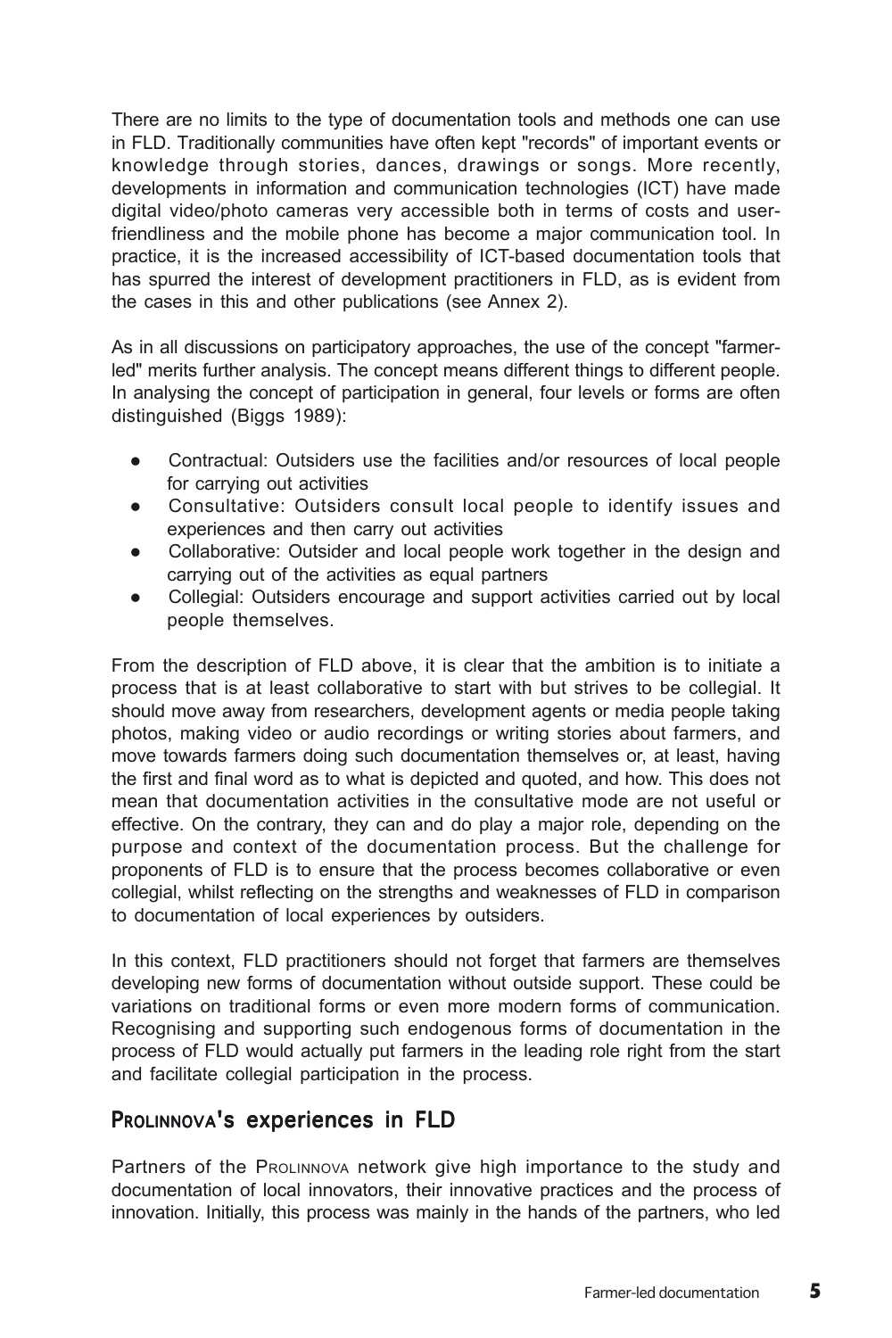There are no limits to the type of documentation tools and methods one can use in FLD. Traditionally communities have often kept "records" of important events or knowledge through stories, dances, drawings or songs. More recently, developments in information and communication technologies (ICT) have made digital video/photo cameras very accessible both in terms of costs and user-friendliness and the mobile phone has become a major communication tool. In practice, it is the increased accessibility of ICT-based documentation tools that has spurred the interest of development practitioners in FLD, as is evident from the cases in this and other publications (see Annex 2).

As in all discussions on participatory approaches, the use of the concept "farmer-led" merits further analysis. The concept means different things to different people. In analysing the concept of participation in general, four levels or forms are often distinguished (Biggs 1989):

- Contractual: Outsiders use the facilities and/or resources of local people for carrying out activities
- Consultative: Outsiders consult local people to identify issues and experiences and then carry out activities
- Collaborative: Outsider and local people work together in the design and carrying out of the activities as equal partners
- Collegial: Outsiders encourage and support activities carried out by local people themselves.

From the description of FLD above, it is clear that the ambition is to initiate a process that is at least collaborative to start with but strives to be collegial. It should move away from researchers, development agents or media people taking photos, making video or audio recordings or writing stories about farmers, and move towards farmers doing such documentation themselves or, at least, having the first and final word as to what is depicted and quoted, and how. This does not mean that documentation activities in the consultative mode are not useful or effective. On the contrary, they can and do play a major role, depending on the purpose and context of the documentation process. But the challenge for proponents of FLD is to ensure that the process becomes collaborative or even collegial, whilst reflecting on the strengths and weaknesses of FLD in comparison to documentation of local experiences by outsiders.

In this context, FLD practitioners should not forget that farmers are themselves developing new forms of documentation without outside support. These could be variations on traditional forms or even more modern forms of communication. Recognising and supporting such endogenous forms of documentation in the process of FLD would actually put farmers in the leading role right from the start and facilitate collegial participation in the process.

## PROLINNOVA's experiences in FLD

Partners of the PROLINNOVA network give high importance to the study and documentation of local innovators, their innovative practices and the process of innovation. Initially, this process was mainly in the hands of the partners, who led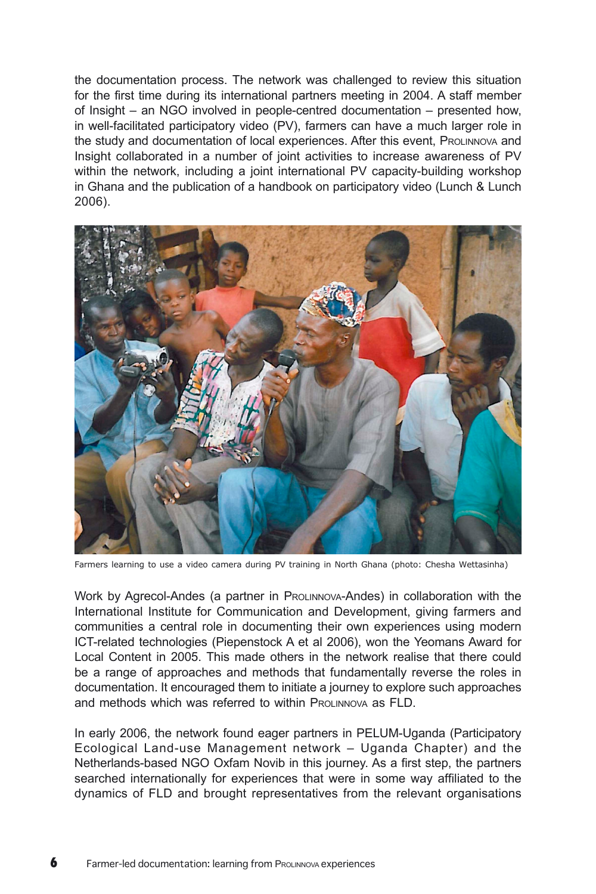the documentation process. The network was challenged to review this situation for the first time during its international partners meeting in 2004. A staff member of Insight – an NGO involved in people-centred documentation – presented how, in well-facilitated participatory video (PV), farmers can have a much larger role in the study and documentation of local experiences. After this event, Prolinnova and Insight collaborated in a number of joint activities to increase awareness of PV within the network, including a joint international PV capacity-building workshop in Ghana and the publication of a handbook on participatory video (Lunch & Lunch 2006).

Farmers learning to use a video camera during PV training in North Ghana (photo: Chesha Wettasinha)

Work by Agrecol-Andes (a partner in Prolinnova-Andes) in collaboration with the International Institute for Communication and Development, giving farmers and communities a central role in documenting their own experiences using modern ICT-related technologies (Piepenstock A et al 2006), won the Yeomans Award for Local Content in 2005. This made others in the network realise that there could be a range of approaches and methods that fundamentally reverse the roles in documentation. It encouraged them to initiate a journey to explore such approaches and methods which was referred to within Prolinnova as FLD.

In early 2006, the network found eager partners in PELUM-Uganda (Participatory Ecological Land-use Management network – Uganda Chapter) and the Netherlands-based NGO Oxfam Novib in this journey. As a first step, the partners searched internationally for experiences that were in some way affiliated to the dynamics of FLD and brought representatives from the relevant organisations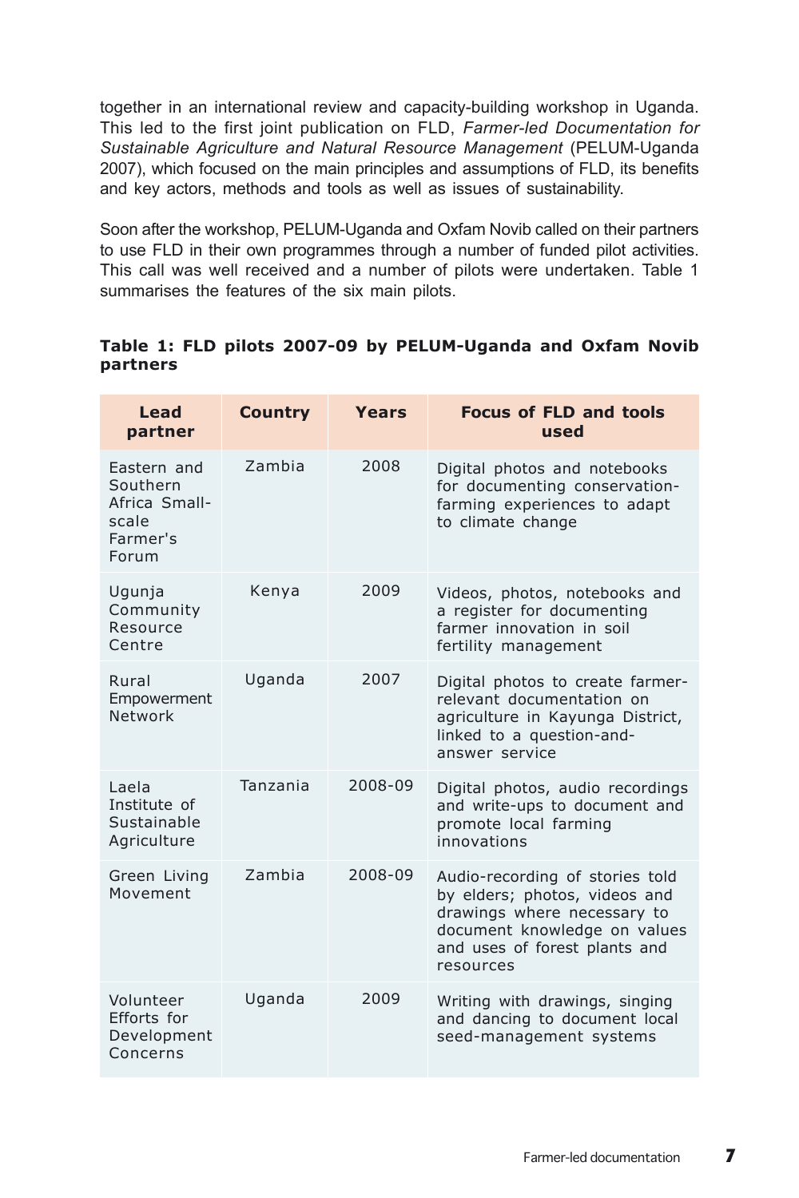together in an international review and capacity-building workshop in Uganda. This led to the first joint publication on FLD, *Farmer-led Documentation for Sustainable Agriculture and Natural Resource Management* (PELUM-Uganda 2007), which focused on the main principles and assumptions of FLD, its benefits and key actors, methods and tools as well as issues of sustainability.

Soon after the workshop, PELUM-Uganda and Oxfam Novib called on their partners to use FLD in their own programmes through a number of funded pilot activities. This call was well received and a number of pilots were undertaken. Table 1 summarises the features of the six main pilots.

**Table 1: FLD pilots 2007-09 by PELUM-Uganda and Oxfam Novib partners**

| Lead partner | Country | Years | Focus of FLD and tools used |
|---|---|---|---|
| Eastern and Southern Africa Small-scale Farmer's Forum | Zambia | 2008 | Digital photos and notebooks for documenting conservation-farming experiences to adapt to climate change |
| Ugunja Community Resource Centre | Kenya | 2009 | Videos, photos, notebooks and a register for documenting farmer innovation in soil fertility management |
| Rural Empowerment Network | Uganda | 2007 | Digital photos to create farmer-relevant documentation on agriculture in Kayunga District, linked to a question-and-answer service |
| Laela Institute of Sustainable Agriculture | Tanzania | 2008-09 | Digital photos, audio recordings and write-ups to document and promote local farming innovations |
| Green Living Movement | Zambia | 2008-09 | Audio-recording of stories told by elders; photos, videos and drawings where necessary to document knowledge on values and uses of forest plants and resources |
| Volunteer Efforts for Development Concerns | Uganda | 2009 | Writing with drawings, singing and dancing to document local seed-management systems |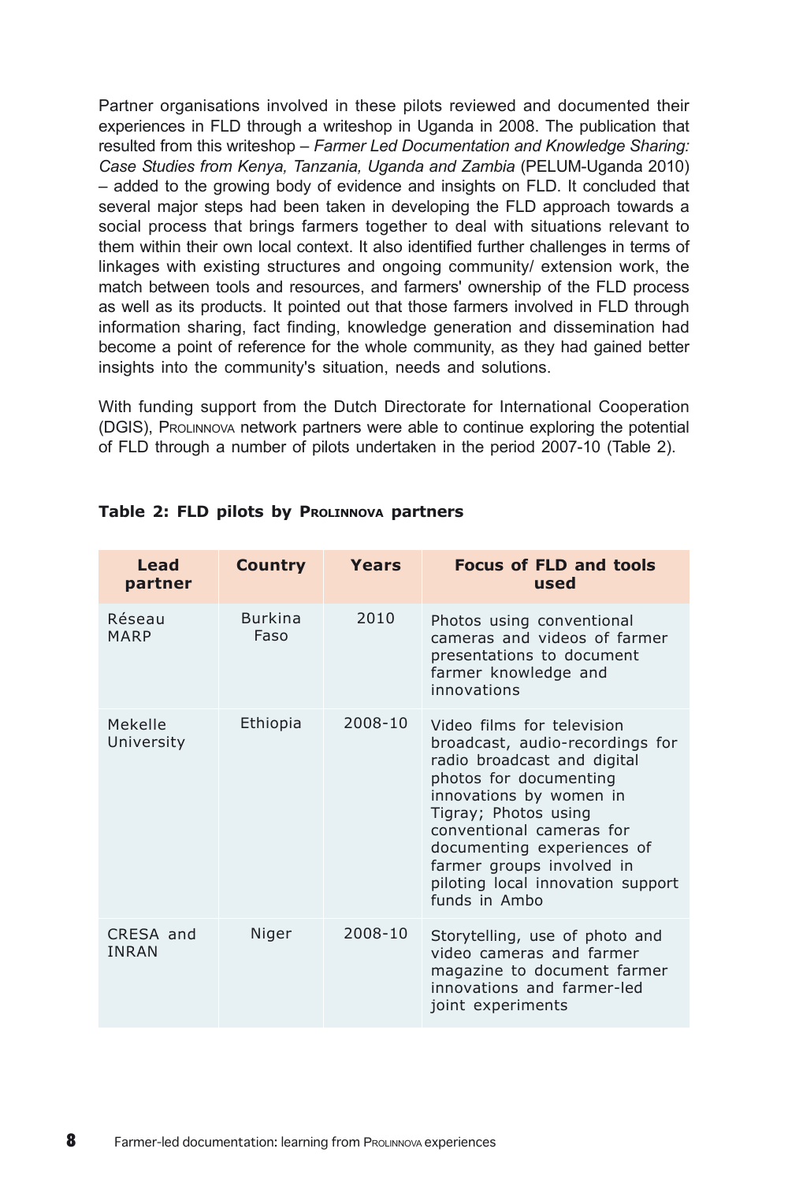Partner organisations involved in these pilots reviewed and documented their experiences in FLD through a writeshop in Uganda in 2008. The publication that resulted from this writeshop – *Farmer Led Documentation and Knowledge Sharing: Case Studies from Kenya, Tanzania, Uganda and Zambia* (PELUM-Uganda 2010) – added to the growing body of evidence and insights on FLD. It concluded that several major steps had been taken in developing the FLD approach towards a social process that brings farmers together to deal with situations relevant to them within their own local context. It also identified further challenges in terms of linkages with existing structures and ongoing community/ extension work, the match between tools and resources, and farmers' ownership of the FLD process as well as its products. It pointed out that those farmers involved in FLD through information sharing, fact finding, knowledge generation and dissemination had become a point of reference for the whole community, as they had gained better insights into the community's situation, needs and solutions.

With funding support from the Dutch Directorate for International Cooperation (DGIS), Prolinnova network partners were able to continue exploring the potential of FLD through a number of pilots undertaken in the period 2007-10 (Table 2).

**Table 2: FLD pilots by Prolinnova partners**

| Lead partner | Country | Years | Focus of FLD and tools used |
|---|---|---|---|
| Réseau MARP | Burkina Faso | 2010 | Photos using conventional cameras and videos of farmer presentations to document farmer knowledge and innovations |
| Mekelle University | Ethiopia | 2008-10 | Video films for television broadcast, audio-recordings for radio broadcast and digital photos for documenting innovations by women in Tigray; Photos using conventional cameras for documenting experiences of farmer groups involved in piloting local innovation support funds in Ambo |
| CRESA and INRAN | Niger | 2008-10 | Storytelling, use of photo and video cameras and farmer magazine to document farmer innovations and farmer-led joint experiments |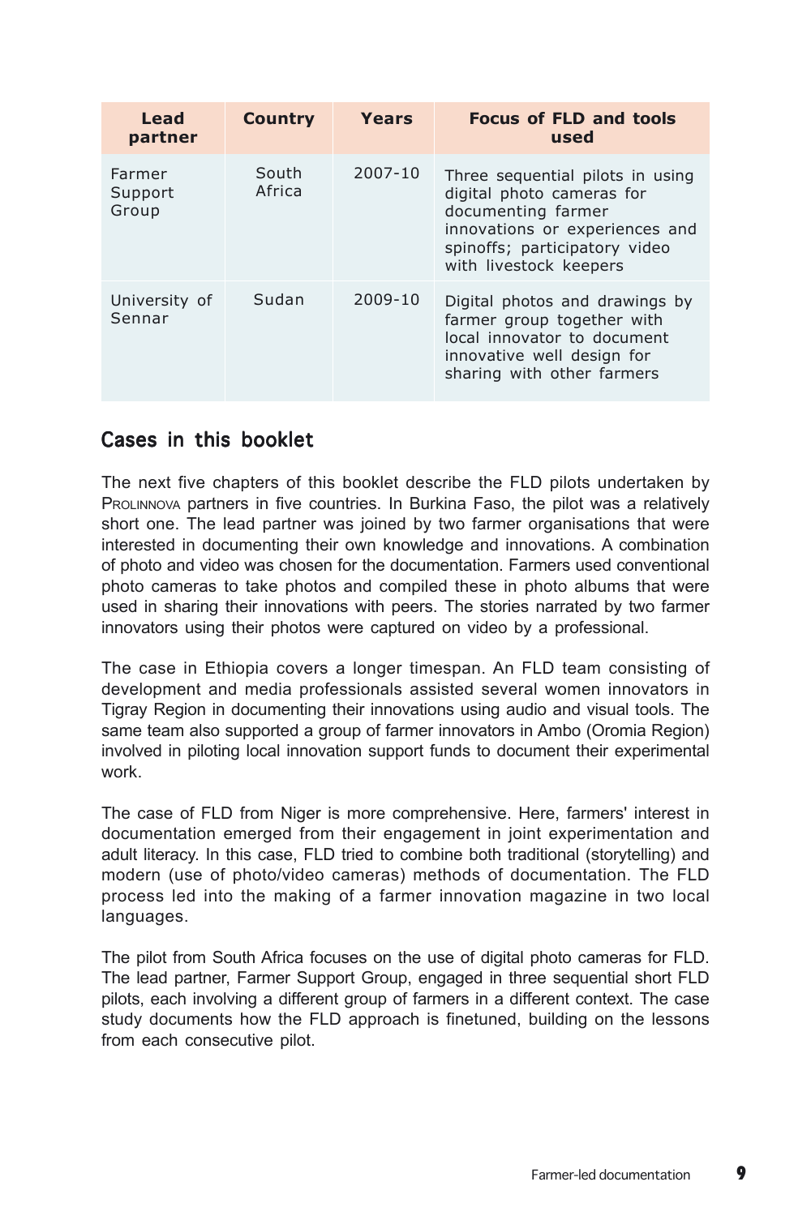| Lead partner | Country | Years | Focus of FLD and tools used |
|---|---|---|---|
| Farmer Support Group | South Africa | 2007-10 | Three sequential pilots in using digital photo cameras for documenting farmer innovations or experiences and spinoffs; participatory video with livestock keepers |
| University of Sennar | Sudan | 2009-10 | Digital photos and drawings by farmer group together with local innovator to document innovative well design for sharing with other farmers |

## Cases in this booklet

The next five chapters of this booklet describe the FLD pilots undertaken by PROLINNOVA partners in five countries. In Burkina Faso, the pilot was a relatively short one. The lead partner was joined by two farmer organisations that were interested in documenting their own knowledge and innovations. A combination of photo and video was chosen for the documentation. Farmers used conventional photo cameras to take photos and compiled these in photo albums that were used in sharing their innovations with peers. The stories narrated by two farmer innovators using their photos were captured on video by a professional.

The case in Ethiopia covers a longer timespan. An FLD team consisting of development and media professionals assisted several women innovators in Tigray Region in documenting their innovations using audio and visual tools. The same team also supported a group of farmer innovators in Ambo (Oromia Region) involved in piloting local innovation support funds to document their experimental work.

The case of FLD from Niger is more comprehensive. Here, farmers' interest in documentation emerged from their engagement in joint experimentation and adult literacy. In this case, FLD tried to combine both traditional (storytelling) and modern (use of photo/video cameras) methods of documentation. The FLD process led into the making of a farmer innovation magazine in two local languages.

The pilot from South Africa focuses on the use of digital photo cameras for FLD. The lead partner, Farmer Support Group, engaged in three sequential short FLD pilots, each involving a different group of farmers in a different context. The case study documents how the FLD approach is finetuned, building on the lessons from each consecutive pilot.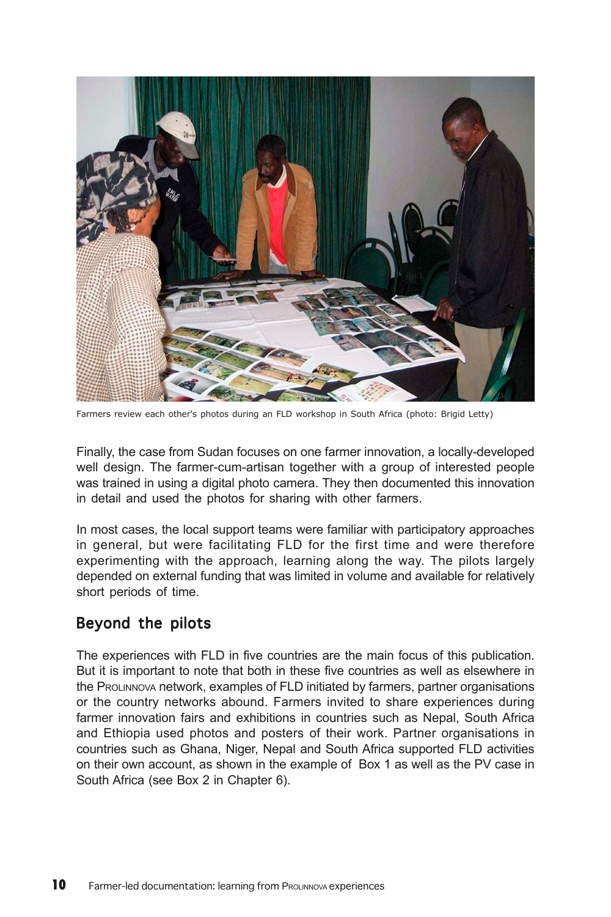Farmers review each other's photos during an FLD workshop in South Africa (photo: Brigid Letty)

Finally, the case from Sudan focuses on one farmer innovation, a locally-developed well design. The farmer-cum-artisan together with a group of interested people was trained in using a digital photo camera. They then documented this innovation in detail and used the photos for sharing with other farmers.

In most cases, the local support teams were familiar with participatory approaches in general, but were facilitating FLD for the first time and were therefore experimenting with the approach, learning along the way. The pilots largely depended on external funding that was limited in volume and available for relatively short periods of time.

## Beyond the pilots

The experiences with FLD in five countries are the main focus of this publication. But it is important to note that both in these five countries as well as elsewhere in the Prolinnova network, examples of FLD initiated by farmers, partner organisations or the country networks abound. Farmers invited to share experiences during farmer innovation fairs and exhibitions in countries such as Nepal, South Africa and Ethiopia used photos and posters of their work. Partner organisations in countries such as Ghana, Niger, Nepal and South Africa supported FLD activities on their own account, as shown in the example of Box 1 as well as the PV case in South Africa (see Box 2 in Chapter 6).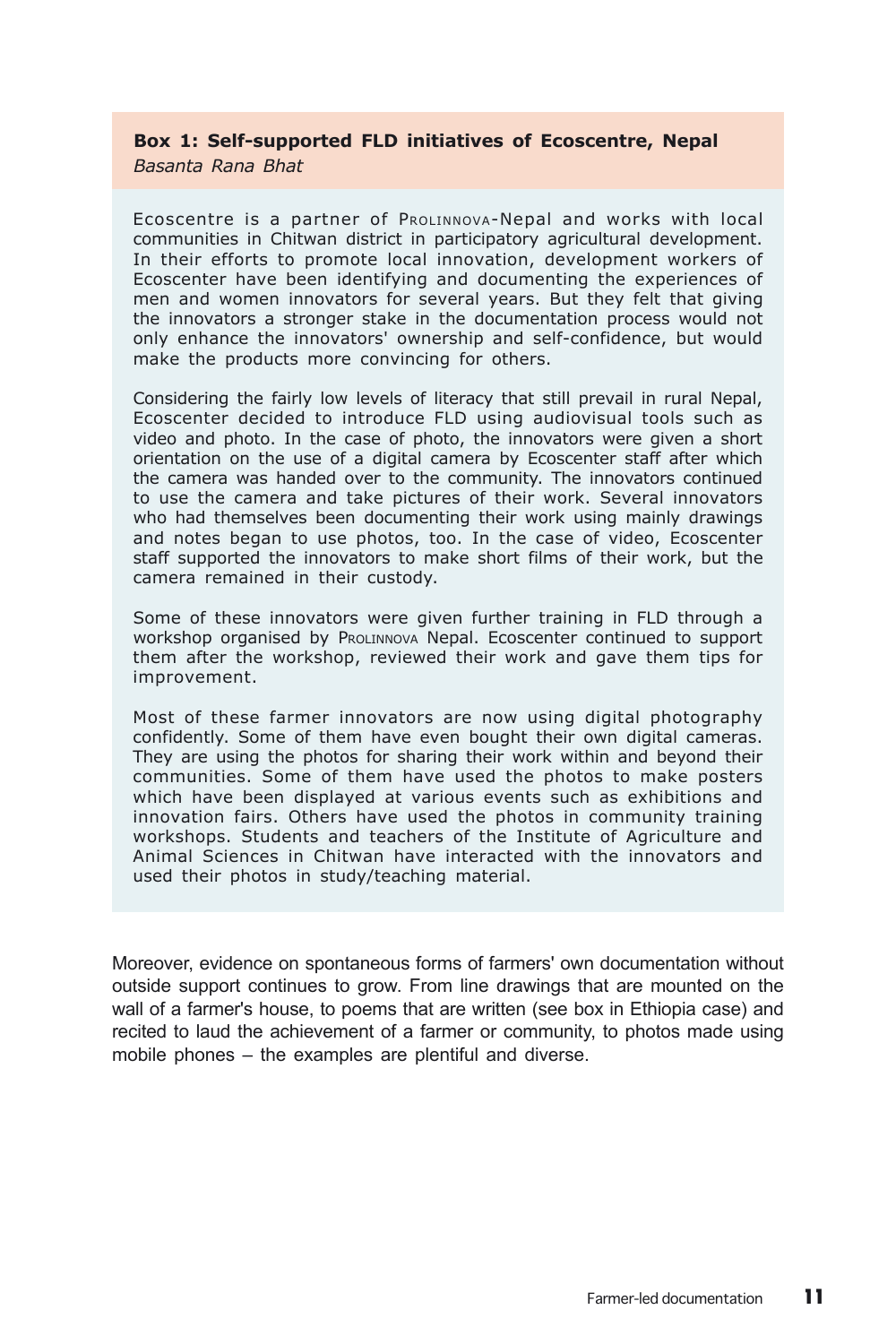**Box 1: Self-supported FLD initiatives of Ecoscentre, Nepal**
*Basanta Rana Bhat*

Ecoscentre is a partner of Prolinnova-Nepal and works with local communities in Chitwan district in participatory agricultural development. In their efforts to promote local innovation, development workers of Ecoscenter have been identifying and documenting the experiences of men and women innovators for several years. But they felt that giving the innovators a stronger stake in the documentation process would not only enhance the innovators' ownership and self-confidence, but would make the products more convincing for others.

Considering the fairly low levels of literacy that still prevail in rural Nepal, Ecoscenter decided to introduce FLD using audiovisual tools such as video and photo. In the case of photo, the innovators were given a short orientation on the use of a digital camera by Ecoscenter staff after which the camera was handed over to the community. The innovators continued to use the camera and take pictures of their work. Several innovators who had themselves been documenting their work using mainly drawings and notes began to use photos, too. In the case of video, Ecoscenter staff supported the innovators to make short films of their work, but the camera remained in their custody.

Some of these innovators were given further training in FLD through a workshop organised by Prolinnova Nepal. Ecoscenter continued to support them after the workshop, reviewed their work and gave them tips for improvement.

Most of these farmer innovators are now using digital photography confidently. Some of them have even bought their own digital cameras. They are using the photos for sharing their work within and beyond their communities. Some of them have used the photos to make posters which have been displayed at various events such as exhibitions and innovation fairs. Others have used the photos in community training workshops. Students and teachers of the Institute of Agriculture and Animal Sciences in Chitwan have interacted with the innovators and used their photos in study/teaching material.

Moreover, evidence on spontaneous forms of farmers' own documentation without outside support continues to grow. From line drawings that are mounted on the wall of a farmer's house, to poems that are written (see box in Ethiopia case) and recited to laud the achievement of a farmer or community, to photos made using mobile phones – the examples are plentiful and diverse.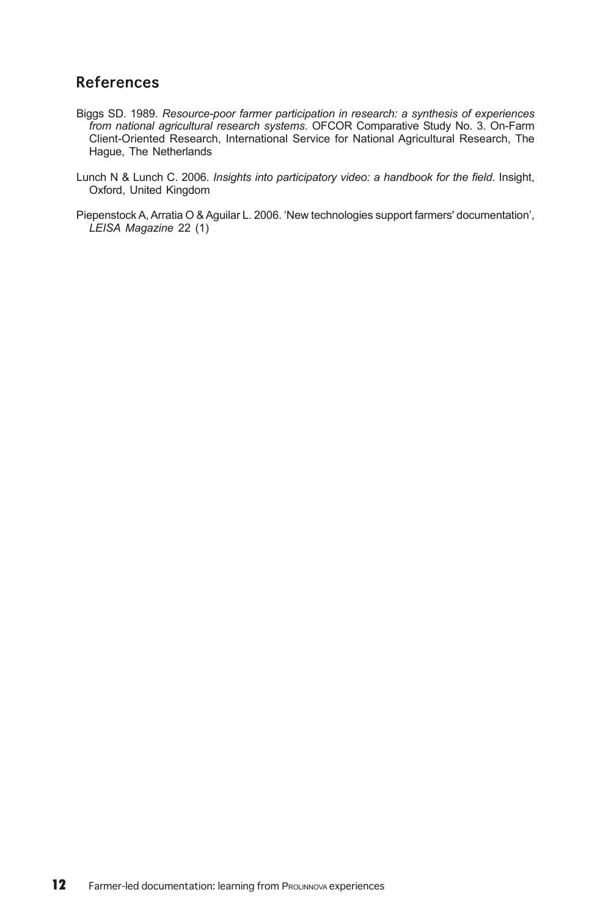## References

Biggs SD. 1989. *Resource-poor farmer participation in research: a synthesis of experiences from national agricultural research systems*. OFCOR Comparative Study No. 3. On-Farm Client-Oriented Research, International Service for National Agricultural Research, The Hague, The Netherlands

Lunch N & Lunch C. 2006. *Insights into participatory video: a handbook for the field*. Insight, Oxford, United Kingdom

Piepenstock A, Arratia O & Aguilar L. 2006. 'New technologies support farmers' documentation', *LEISA Magazine* 22 (1)